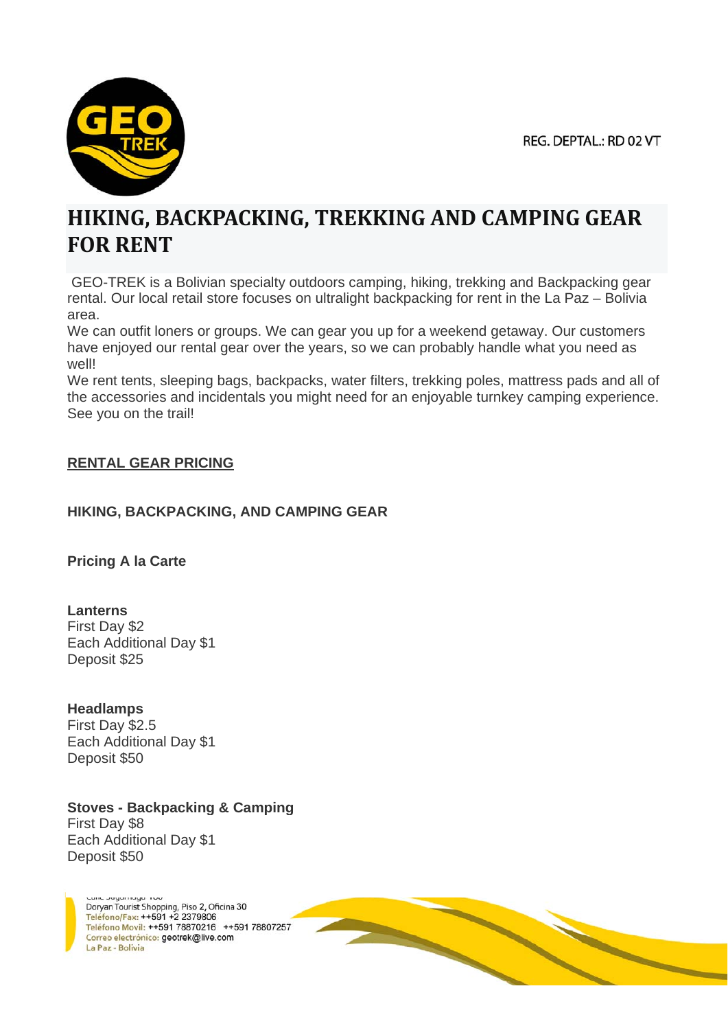REG. DEPTAL.: RD 02 VT

# HIKING, BACKPACKING, TREKKING AND CAMPING GEAR FOR RENT

GEO-TREK is a Bolivian specialty outdoors camping, hiking, trekking and Backpacking gear rental. Our local retail store focuses on ultralight backpacking for rent in the La Paz – Bolivia area.

We can outfit loners or groups. We can gear you up for a weekend getaway. Our customers have enjoyed our rental gear over the years, so we can probably handle what you need as well!

We rent tents, sleeping bags, backpacks, water filters, trekking poles, mattress pads and all of the accessories and incidentals you might need for an enjoyable turnkey camping experience. See you on the trail!

## RENTAL GEAR PRICING

### HIKING, BACKPACKING, AND CAMPING GEAR

**Pricing A la Carte**

**Lanterns**
First Day $2
Each Additional Day $1
Deposit $25

**Headlamps**
First Day $2.5
Each Additional Day $1
Deposit $50

**Stoves - Backpacking & Camping**
First Day $8
Each Additional Day $1
Deposit $50

Calle Sagarnaga 189
Doryan Tourist Shopping, Piso 2, Oficina 30
Teléfono/Fax: ++591 +2 2379806
Teléfono Movil: ++591 78870216 ++591 78807257
Correo electrónico: geotrek@live.com
La Paz - Bolivia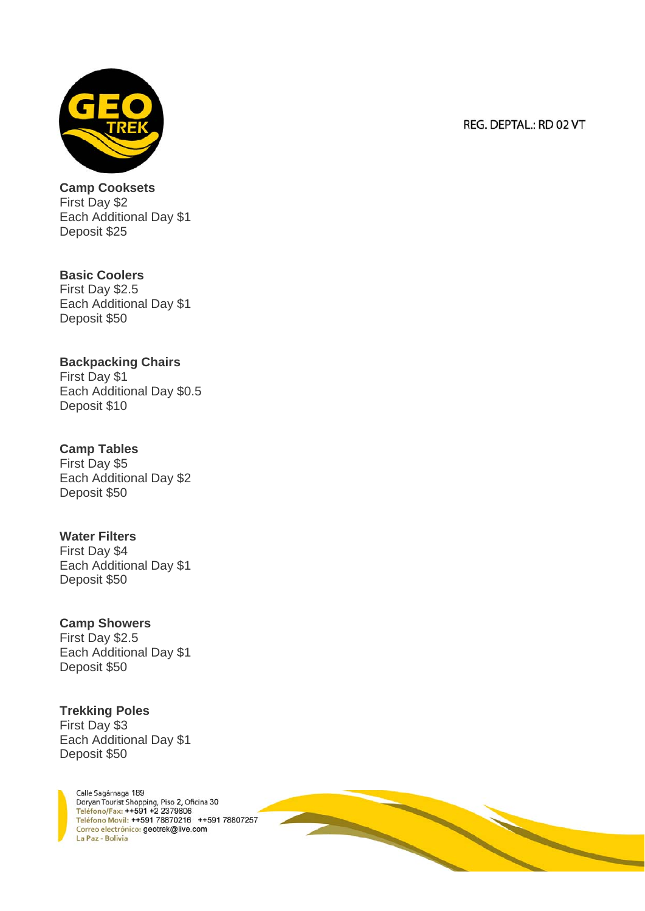REG. DEPTAL.: RD 02 VT

**Camp Cooksets**
First Day $2
Each Additional Day $1
Deposit $25

**Basic Coolers**
First Day $2.5
Each Additional Day $1
Deposit $50

**Backpacking Chairs**
First Day $1
Each Additional Day $0.5
Deposit $10

**Camp Tables**
First Day $5
Each Additional Day $2
Deposit $50

**Water Filters**
First Day $4
Each Additional Day $1
Deposit $50

**Camp Showers**
First Day $2.5
Each Additional Day $1
Deposit $50

**Trekking Poles**
First Day $3
Each Additional Day $1
Deposit $50

Calle Sagárnaga 189
Doryan Tourist Shopping, Piso 2, Oficina 30
Teléfono/Fax: ++591 +2 2379806
Teléfono Movil: ++591 78870216 ++591 78807257
Correo electrónico: geotrek@live.com
La Paz - Bolivia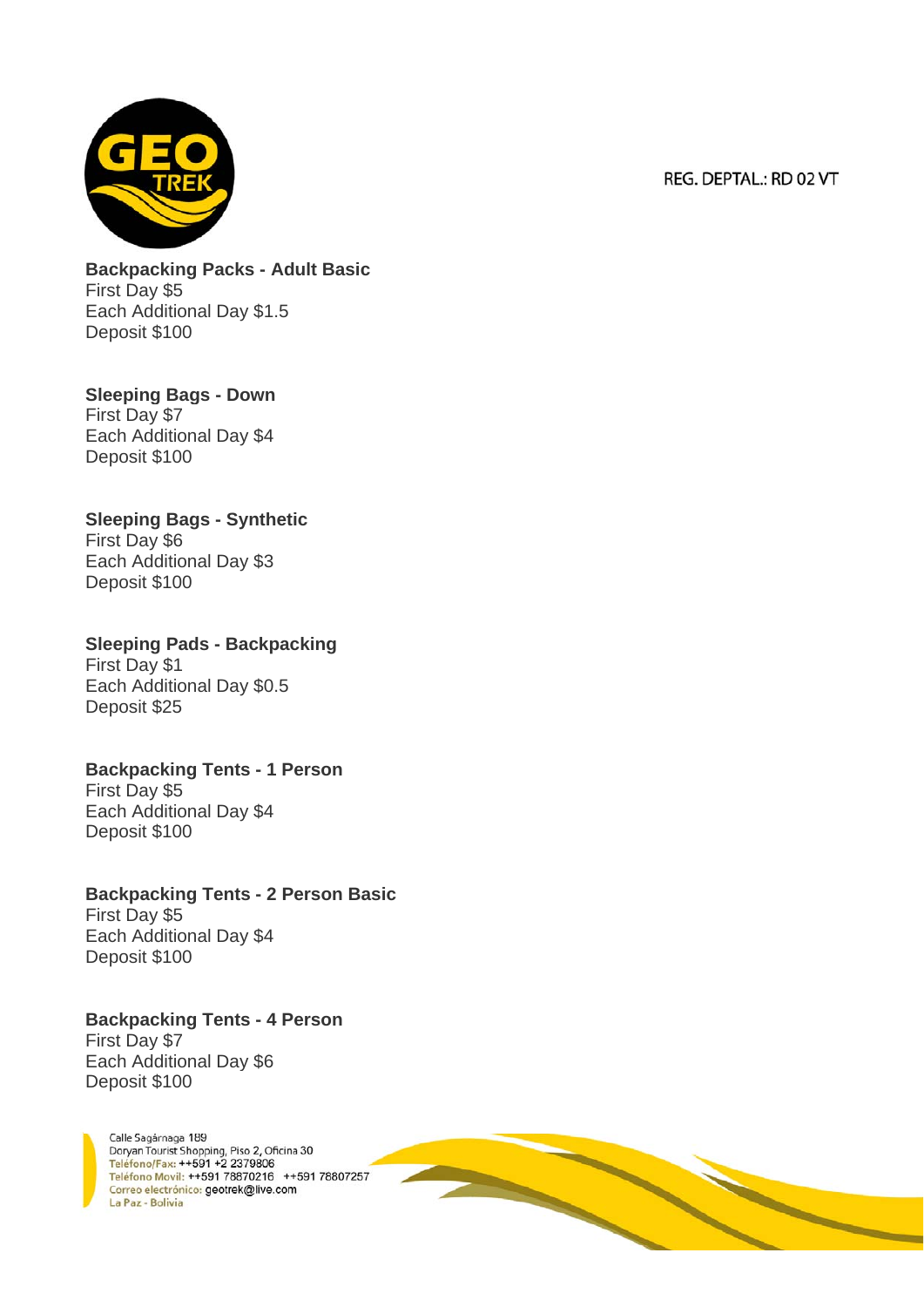REG. DEPTAL.: RD 02 VT

**Backpacking Packs - Adult Basic**
First Day $5
Each Additional Day $1.5
Deposit $100

**Sleeping Bags - Down**
First Day $7
Each Additional Day $4
Deposit $100

**Sleeping Bags - Synthetic**
First Day $6
Each Additional Day $3
Deposit $100

**Sleeping Pads - Backpacking**
First Day $1
Each Additional Day $0.5
Deposit $25

**Backpacking Tents - 1 Person**
First Day $5
Each Additional Day $4
Deposit $100

**Backpacking Tents - 2 Person Basic**
First Day $5
Each Additional Day $4
Deposit $100

**Backpacking Tents - 4 Person**
First Day $7
Each Additional Day $6
Deposit $100

Calle Sagárnaga 189
Doryan Tourist Shopping, Piso 2, Oficina 30
Teléfono/Fax: ++591 +2 2379806
Teléfono Movil: ++591 78870216 ++591 78807257
Correo electrónico: geotrek@live.com
La Paz - Bolivia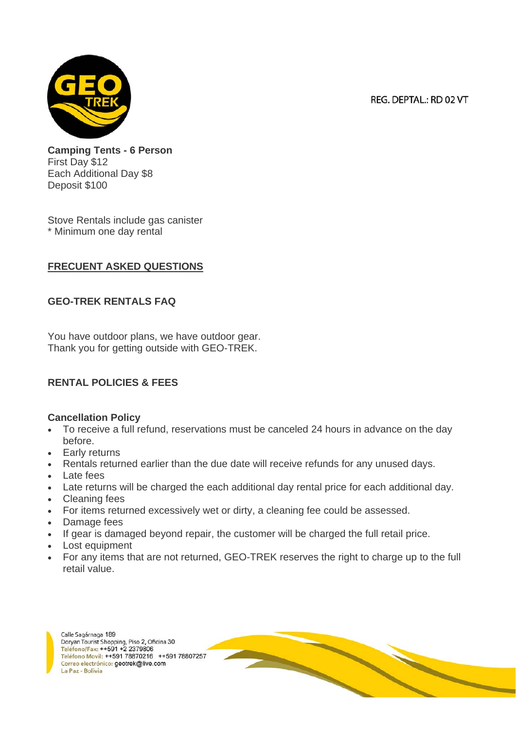REG. DEPTAL.: RD 02 VT

**Camping Tents - 6 Person**
First Day $12
Each Additional Day $8
Deposit $100

Stove Rentals include gas canister
* Minimum one day rental

## FRECUENT ASKED QUESTIONS

### GEO-TREK RENTALS FAQ

You have outdoor plans, we have outdoor gear.
Thank you for getting outside with GEO-TREK.

### RENTAL POLICIES & FEES

**Cancellation Policy**

- To receive a full refund, reservations must be canceled 24 hours in advance on the day before.
- Early returns
- Rentals returned earlier than the due date will receive refunds for any unused days.
- Late fees
- Late returns will be charged the each additional day rental price for each additional day.
- Cleaning fees
- For items returned excessively wet or dirty, a cleaning fee could be assessed.
- Damage fees
- If gear is damaged beyond repair, the customer will be charged the full retail price.
- Lost equipment
- For any items that are not returned, GEO-TREK reserves the right to charge up to the full retail value.

Calle Sagárnaga 189
Doryan Tourist Shopping, Piso 2, Oficina 30
Teléfono/Fax: ++591 +2 2379806
Teléfono Movil: ++591 78870216 ++591 78807257
Correo electrónico: geotrek@live.com
La Paz - Bolivia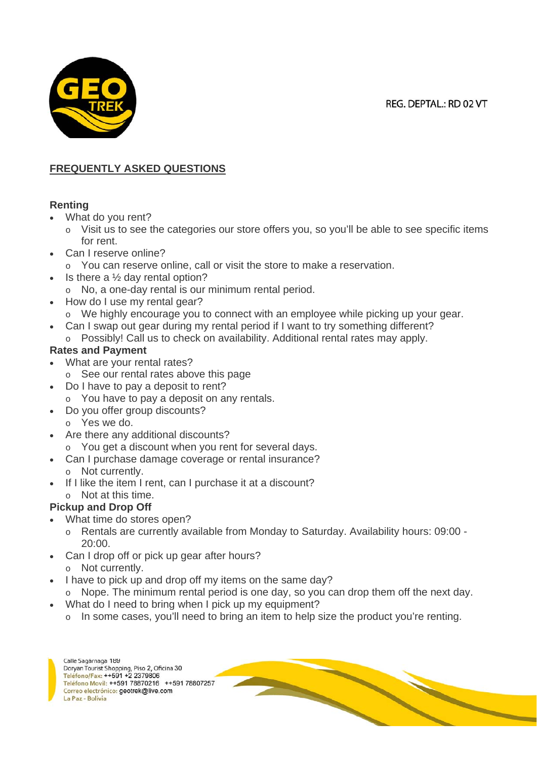REG. DEPTAL.: RD 02 VT

## FREQUENTLY ASKED QUESTIONS

### Renting

- What do you rent?
  - Visit us to see the categories our store offers you, so you'll be able to see specific items for rent.
- Can I reserve online?
  - You can reserve online, call or visit the store to make a reservation.
- Is there a ½ day rental option?
  - No, a one-day rental is our minimum rental period.
- How do I use my rental gear?
  - We highly encourage you to connect with an employee while picking up your gear.
- Can I swap out gear during my rental period if I want to try something different?
  - Possibly! Call us to check on availability. Additional rental rates may apply.

### Rates and Payment

- What are your rental rates?
  - See our rental rates above this page
- Do I have to pay a deposit to rent?
  - You have to pay a deposit on any rentals.
- Do you offer group discounts?
  - Yes we do.
- Are there any additional discounts?
  - You get a discount when you rent for several days.
- Can I purchase damage coverage or rental insurance?
  - Not currently.
- If I like the item I rent, can I purchase it at a discount?
  - Not at this time.

### Pickup and Drop Off

- What time do stores open?
  - Rentals are currently available from Monday to Saturday. Availability hours: 09:00 - 20:00.
- Can I drop off or pick up gear after hours?
  - Not currently.
- I have to pick up and drop off my items on the same day?
  - Nope. The minimum rental period is one day, so you can drop them off the next day.
- What do I need to bring when I pick up my equipment?
  - In some cases, you'll need to bring an item to help size the product you're renting.

Calle Sagárnaga 189
Doryan Tourist Shopping, Piso 2, Oficina 30
Teléfono/Fax: ++591 +2 2379806
Teléfono Movil: ++591 78870216 ++591 78807257
Correo electrónico: geotrek@live.com
La Paz - Bolivia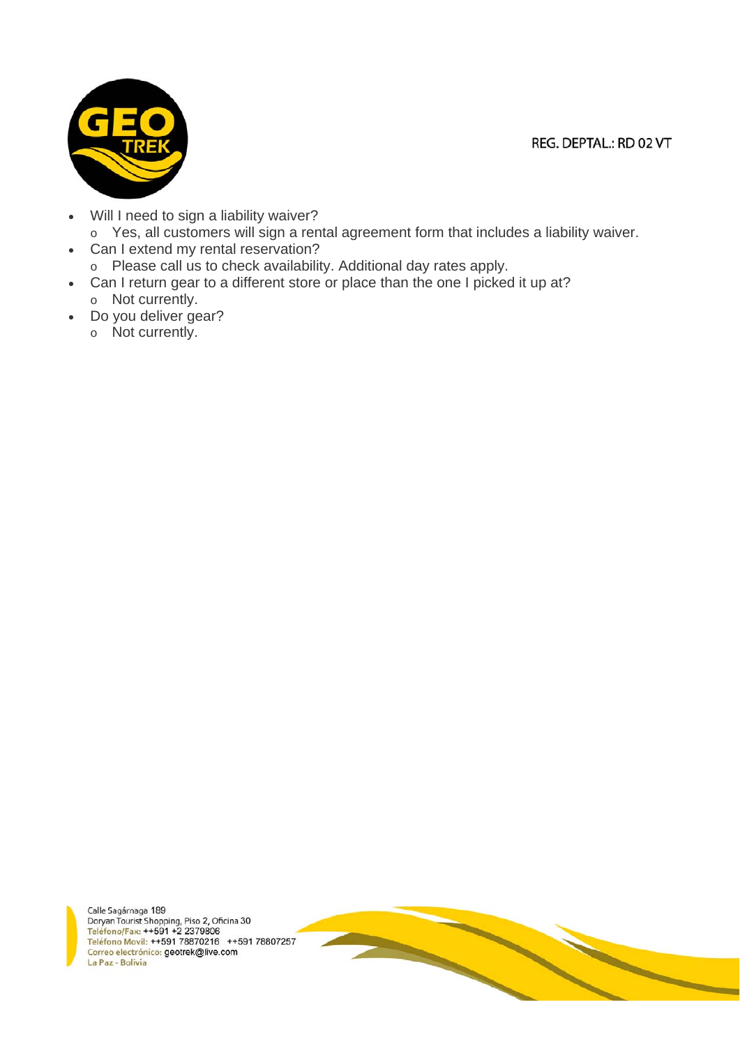- Will I need to sign a liability waiver?
  - Yes, all customers will sign a rental agreement form that includes a liability waiver.
- Can I extend my rental reservation?
  - Please call us to check availability. Additional day rates apply.
- Can I return gear to a different store or place than the one I picked it up at?
  - Not currently.
- Do you deliver gear?
  - Not currently.